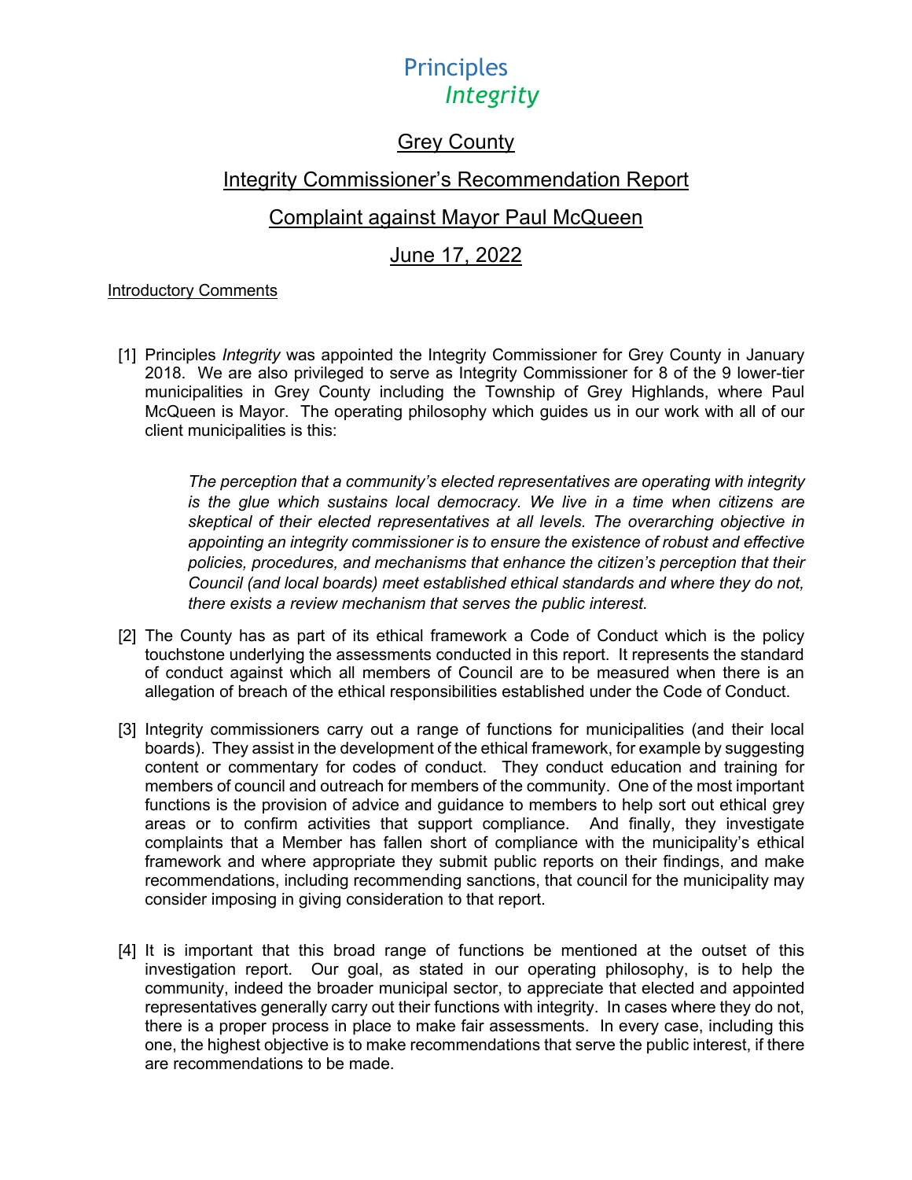Principles
*Integrity*

# Grey County

## Integrity Commissioner's Recommendation Report

## Complaint against Mayor Paul McQueen

## June 17, 2022

Introductory Comments

[1] Principles *Integrity* was appointed the Integrity Commissioner for Grey County in January 2018. We are also privileged to serve as Integrity Commissioner for 8 of the 9 lower-tier municipalities in Grey County including the Township of Grey Highlands, where Paul McQueen is Mayor. The operating philosophy which guides us in our work with all of our client municipalities is this:

> *The perception that a community's elected representatives are operating with integrity is the glue which sustains local democracy. We live in a time when citizens are skeptical of their elected representatives at all levels. The overarching objective in appointing an integrity commissioner is to ensure the existence of robust and effective policies, procedures, and mechanisms that enhance the citizen's perception that their Council (and local boards) meet established ethical standards and where they do not, there exists a review mechanism that serves the public interest.*

[2] The County has as part of its ethical framework a Code of Conduct which is the policy touchstone underlying the assessments conducted in this report. It represents the standard of conduct against which all members of Council are to be measured when there is an allegation of breach of the ethical responsibilities established under the Code of Conduct.

[3] Integrity commissioners carry out a range of functions for municipalities (and their local boards). They assist in the development of the ethical framework, for example by suggesting content or commentary for codes of conduct. They conduct education and training for members of council and outreach for members of the community. One of the most important functions is the provision of advice and guidance to members to help sort out ethical grey areas or to confirm activities that support compliance. And finally, they investigate complaints that a Member has fallen short of compliance with the municipality's ethical framework and where appropriate they submit public reports on their findings, and make recommendations, including recommending sanctions, that council for the municipality may consider imposing in giving consideration to that report.

[4] It is important that this broad range of functions be mentioned at the outset of this investigation report. Our goal, as stated in our operating philosophy, is to help the community, indeed the broader municipal sector, to appreciate that elected and appointed representatives generally carry out their functions with integrity. In cases where they do not, there is a proper process in place to make fair assessments. In every case, including this one, the highest objective is to make recommendations that serve the public interest, if there are recommendations to be made.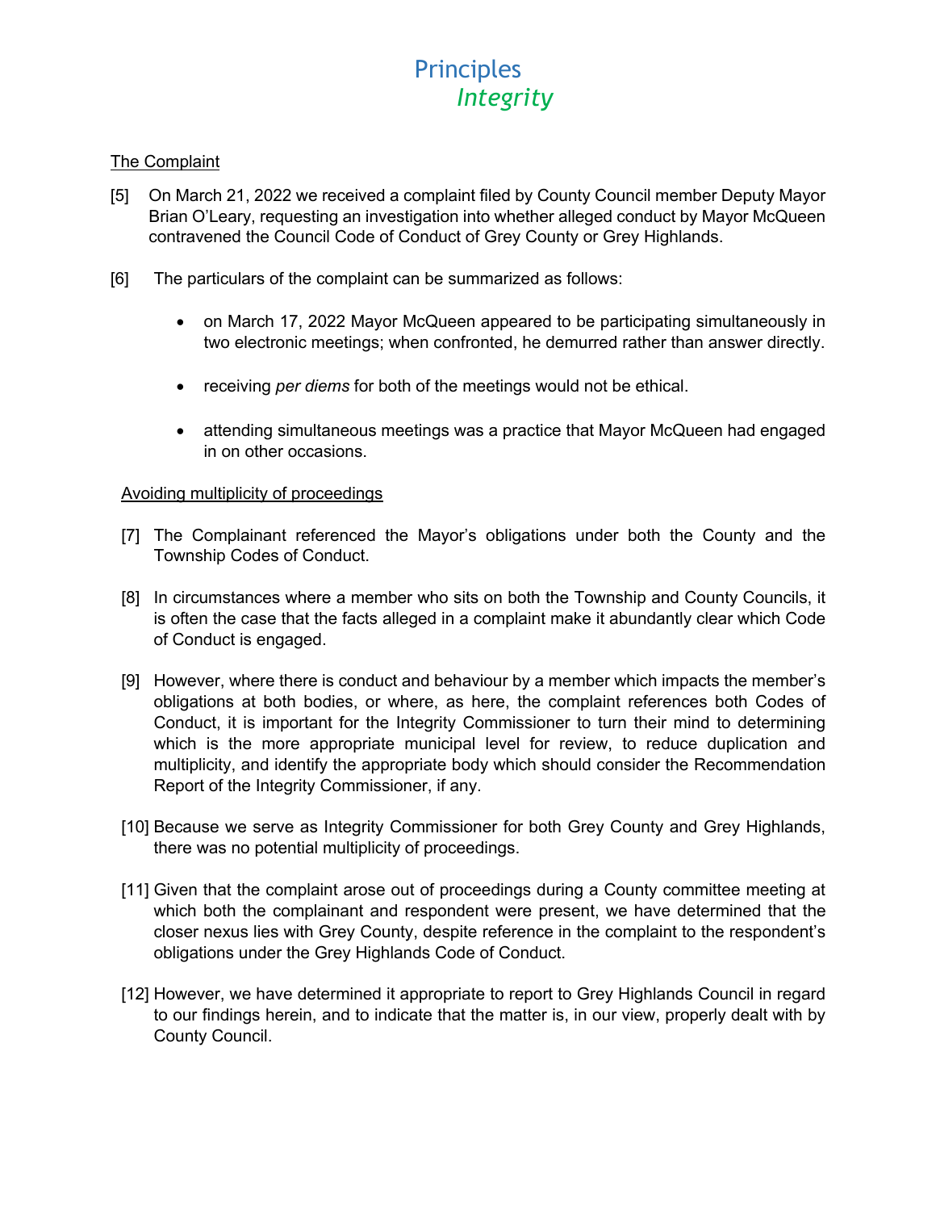## The Complaint

[5] On March 21, 2022 we received a complaint filed by County Council member Deputy Mayor Brian O'Leary, requesting an investigation into whether alleged conduct by Mayor McQueen contravened the Council Code of Conduct of Grey County or Grey Highlands.

[6] The particulars of the complaint can be summarized as follows:

- on March 17, 2022 Mayor McQueen appeared to be participating simultaneously in two electronic meetings; when confronted, he demurred rather than answer directly.
- receiving *per diems* for both of the meetings would not be ethical.
- attending simultaneous meetings was a practice that Mayor McQueen had engaged in on other occasions.

### Avoiding multiplicity of proceedings

[7] The Complainant referenced the Mayor's obligations under both the County and the Township Codes of Conduct.

[8] In circumstances where a member who sits on both the Township and County Councils, it is often the case that the facts alleged in a complaint make it abundantly clear which Code of Conduct is engaged.

[9] However, where there is conduct and behaviour by a member which impacts the member's obligations at both bodies, or where, as here, the complaint references both Codes of Conduct, it is important for the Integrity Commissioner to turn their mind to determining which is the more appropriate municipal level for review, to reduce duplication and multiplicity, and identify the appropriate body which should consider the Recommendation Report of the Integrity Commissioner, if any.

[10] Because we serve as Integrity Commissioner for both Grey County and Grey Highlands, there was no potential multiplicity of proceedings.

[11] Given that the complaint arose out of proceedings during a County committee meeting at which both the complainant and respondent were present, we have determined that the closer nexus lies with Grey County, despite reference in the complaint to the respondent's obligations under the Grey Highlands Code of Conduct.

[12] However, we have determined it appropriate to report to Grey Highlands Council in regard to our findings herein, and to indicate that the matter is, in our view, properly dealt with by County Council.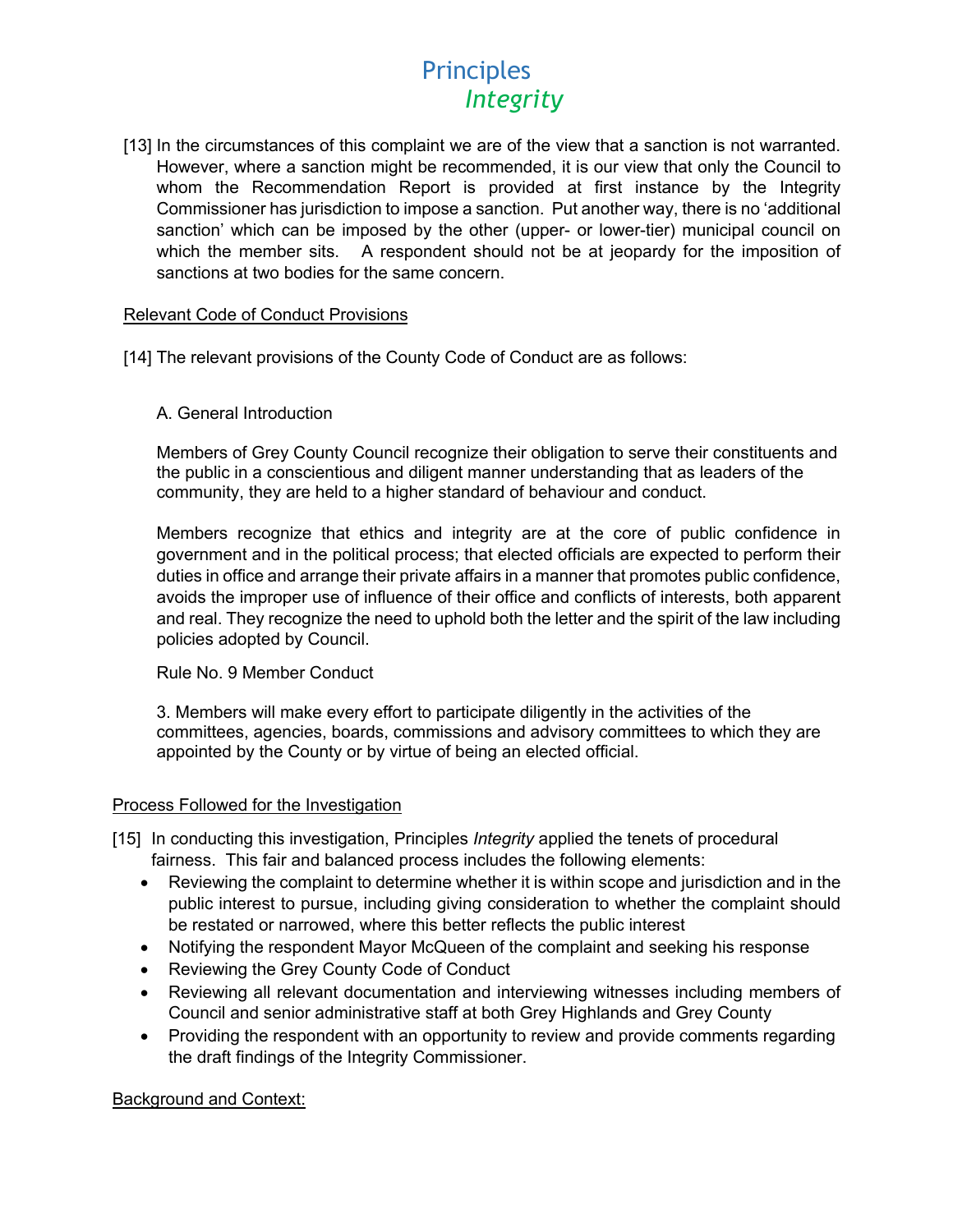[13] In the circumstances of this complaint we are of the view that a sanction is not warranted. However, where a sanction might be recommended, it is our view that only the Council to whom the Recommendation Report is provided at first instance by the Integrity Commissioner has jurisdiction to impose a sanction. Put another way, there is no 'additional sanction' which can be imposed by the other (upper- or lower-tier) municipal council on which the member sits. A respondent should not be at jeopardy for the imposition of sanctions at two bodies for the same concern.

Relevant Code of Conduct Provisions

[14] The relevant provisions of the County Code of Conduct are as follows:

A. General Introduction

Members of Grey County Council recognize their obligation to serve their constituents and the public in a conscientious and diligent manner understanding that as leaders of the community, they are held to a higher standard of behaviour and conduct.

Members recognize that ethics and integrity are at the core of public confidence in government and in the political process; that elected officials are expected to perform their duties in office and arrange their private affairs in a manner that promotes public confidence, avoids the improper use of influence of their office and conflicts of interests, both apparent and real. They recognize the need to uphold both the letter and the spirit of the law including policies adopted by Council.

Rule No. 9 Member Conduct

3. Members will make every effort to participate diligently in the activities of the committees, agencies, boards, commissions and advisory committees to which they are appointed by the County or by virtue of being an elected official.

Process Followed for the Investigation

[15] In conducting this investigation, Principles *Integrity* applied the tenets of procedural fairness. This fair and balanced process includes the following elements:

- Reviewing the complaint to determine whether it is within scope and jurisdiction and in the public interest to pursue, including giving consideration to whether the complaint should be restated or narrowed, where this better reflects the public interest
- Notifying the respondent Mayor McQueen of the complaint and seeking his response
- Reviewing the Grey County Code of Conduct
- Reviewing all relevant documentation and interviewing witnesses including members of Council and senior administrative staff at both Grey Highlands and Grey County
- Providing the respondent with an opportunity to review and provide comments regarding the draft findings of the Integrity Commissioner.

Background and Context: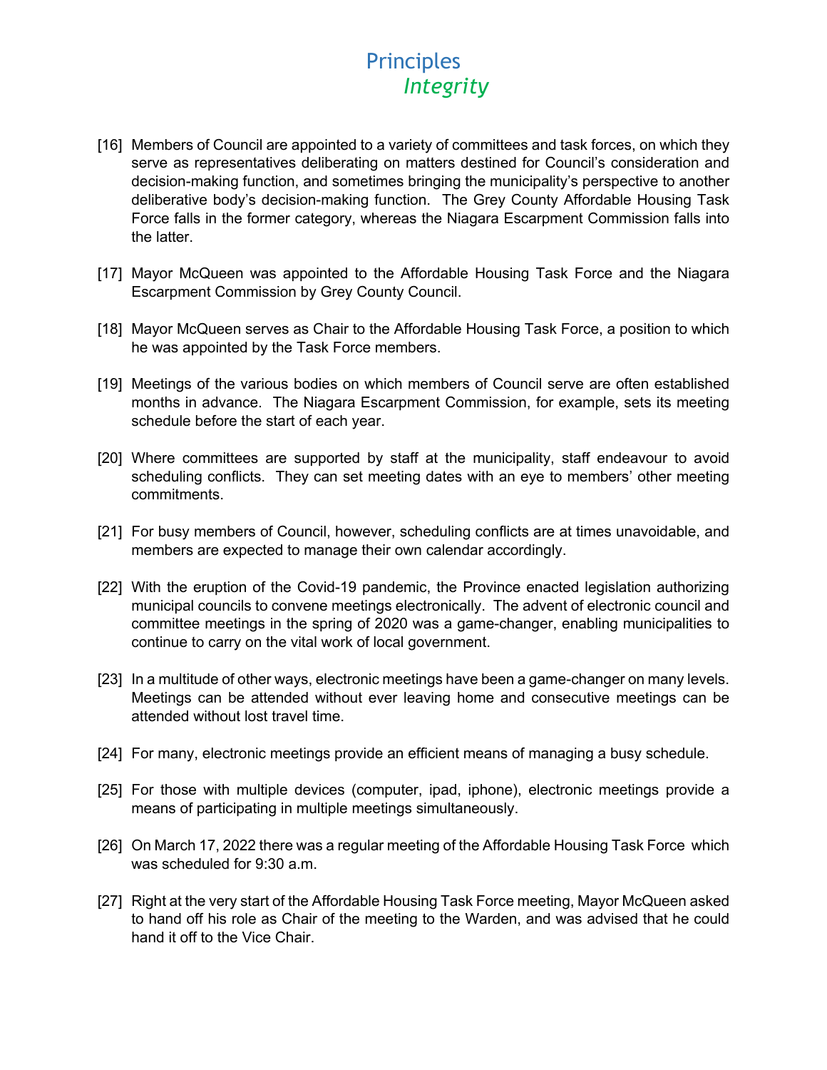[16] Members of Council are appointed to a variety of committees and task forces, on which they serve as representatives deliberating on matters destined for Council's consideration and decision-making function, and sometimes bringing the municipality's perspective to another deliberative body's decision-making function. The Grey County Affordable Housing Task Force falls in the former category, whereas the Niagara Escarpment Commission falls into the latter.

[17] Mayor McQueen was appointed to the Affordable Housing Task Force and the Niagara Escarpment Commission by Grey County Council.

[18] Mayor McQueen serves as Chair to the Affordable Housing Task Force, a position to which he was appointed by the Task Force members.

[19] Meetings of the various bodies on which members of Council serve are often established months in advance. The Niagara Escarpment Commission, for example, sets its meeting schedule before the start of each year.

[20] Where committees are supported by staff at the municipality, staff endeavour to avoid scheduling conflicts. They can set meeting dates with an eye to members' other meeting commitments.

[21] For busy members of Council, however, scheduling conflicts are at times unavoidable, and members are expected to manage their own calendar accordingly.

[22] With the eruption of the Covid-19 pandemic, the Province enacted legislation authorizing municipal councils to convene meetings electronically. The advent of electronic council and committee meetings in the spring of 2020 was a game-changer, enabling municipalities to continue to carry on the vital work of local government.

[23] In a multitude of other ways, electronic meetings have been a game-changer on many levels. Meetings can be attended without ever leaving home and consecutive meetings can be attended without lost travel time.

[24] For many, electronic meetings provide an efficient means of managing a busy schedule.

[25] For those with multiple devices (computer, ipad, iphone), electronic meetings provide a means of participating in multiple meetings simultaneously.

[26] On March 17, 2022 there was a regular meeting of the Affordable Housing Task Force which was scheduled for 9:30 a.m.

[27] Right at the very start of the Affordable Housing Task Force meeting, Mayor McQueen asked to hand off his role as Chair of the meeting to the Warden, and was advised that he could hand it off to the Vice Chair.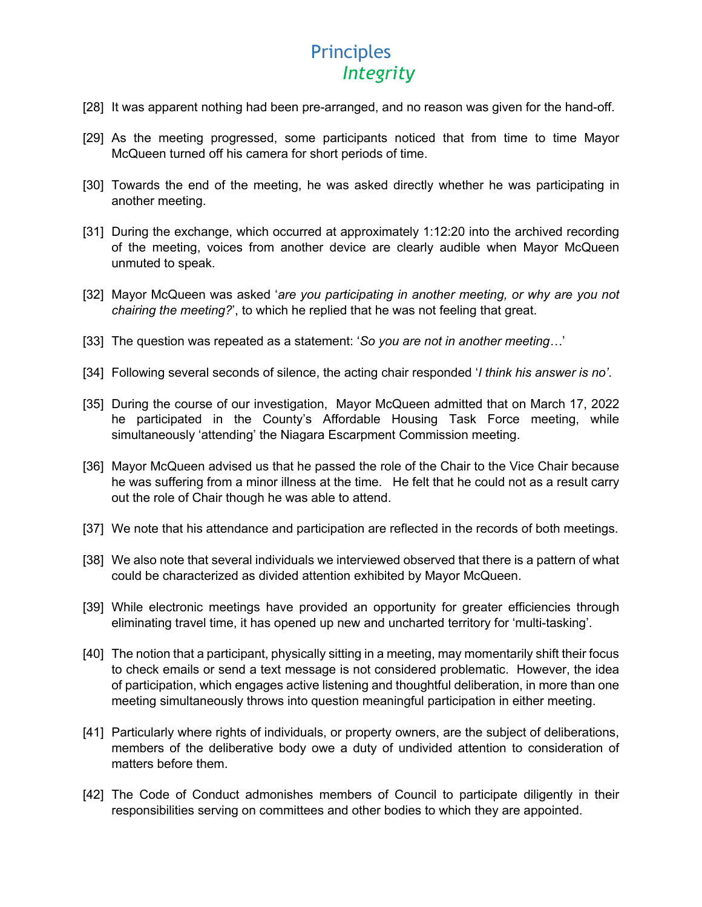[28] It was apparent nothing had been pre-arranged, and no reason was given for the hand-off.

[29] As the meeting progressed, some participants noticed that from time to time Mayor McQueen turned off his camera for short periods of time.

[30] Towards the end of the meeting, he was asked directly whether he was participating in another meeting.

[31] During the exchange, which occurred at approximately 1:12:20 into the archived recording of the meeting, voices from another device are clearly audible when Mayor McQueen unmuted to speak.

[32] Mayor McQueen was asked '*are you participating in another meeting, or why are you not chairing the meeting?*', to which he replied that he was not feeling that great.

[33] The question was repeated as a statement: '*So you are not in another meeting…*'

[34] Following several seconds of silence, the acting chair responded '*I think his answer is no'*.

[35] During the course of our investigation, Mayor McQueen admitted that on March 17, 2022 he participated in the County's Affordable Housing Task Force meeting, while simultaneously 'attending' the Niagara Escarpment Commission meeting.

[36] Mayor McQueen advised us that he passed the role of the Chair to the Vice Chair because he was suffering from a minor illness at the time. He felt that he could not as a result carry out the role of Chair though he was able to attend.

[37] We note that his attendance and participation are reflected in the records of both meetings.

[38] We also note that several individuals we interviewed observed that there is a pattern of what could be characterized as divided attention exhibited by Mayor McQueen.

[39] While electronic meetings have provided an opportunity for greater efficiencies through eliminating travel time, it has opened up new and uncharted territory for 'multi-tasking'.

[40] The notion that a participant, physically sitting in a meeting, may momentarily shift their focus to check emails or send a text message is not considered problematic. However, the idea of participation, which engages active listening and thoughtful deliberation, in more than one meeting simultaneously throws into question meaningful participation in either meeting.

[41] Particularly where rights of individuals, or property owners, are the subject of deliberations, members of the deliberative body owe a duty of undivided attention to consideration of matters before them.

[42] The Code of Conduct admonishes members of Council to participate diligently in their responsibilities serving on committees and other bodies to which they are appointed.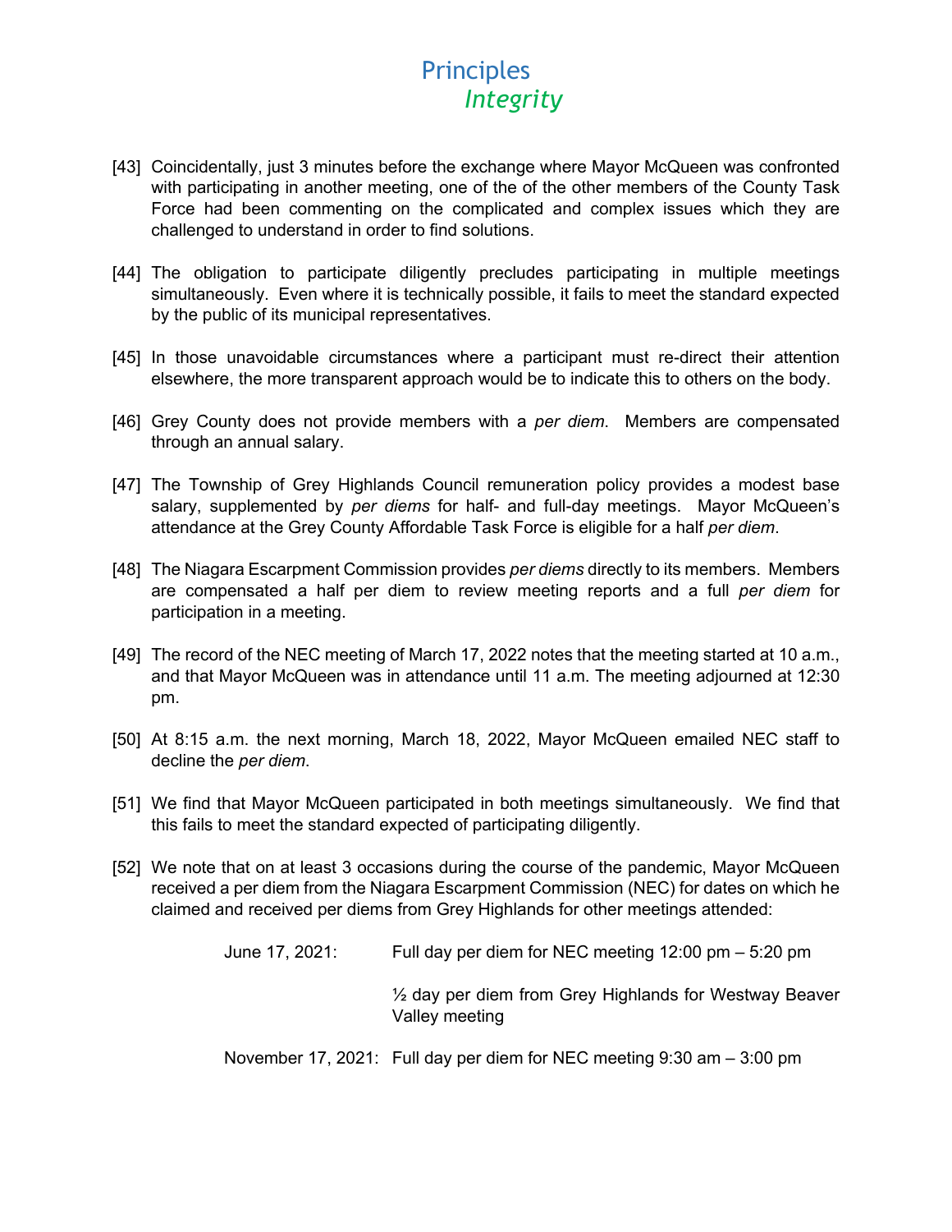[43] Coincidentally, just 3 minutes before the exchange where Mayor McQueen was confronted with participating in another meeting, one of the of the other members of the County Task Force had been commenting on the complicated and complex issues which they are challenged to understand in order to find solutions.

[44] The obligation to participate diligently precludes participating in multiple meetings simultaneously. Even where it is technically possible, it fails to meet the standard expected by the public of its municipal representatives.

[45] In those unavoidable circumstances where a participant must re-direct their attention elsewhere, the more transparent approach would be to indicate this to others on the body.

[46] Grey County does not provide members with a *per diem*. Members are compensated through an annual salary.

[47] The Township of Grey Highlands Council remuneration policy provides a modest base salary, supplemented by *per diems* for half- and full-day meetings. Mayor McQueen's attendance at the Grey County Affordable Task Force is eligible for a half *per diem*.

[48] The Niagara Escarpment Commission provides *per diems* directly to its members. Members are compensated a half per diem to review meeting reports and a full *per diem* for participation in a meeting.

[49] The record of the NEC meeting of March 17, 2022 notes that the meeting started at 10 a.m., and that Mayor McQueen was in attendance until 11 a.m. The meeting adjourned at 12:30 pm.

[50] At 8:15 a.m. the next morning, March 18, 2022, Mayor McQueen emailed NEC staff to decline the *per diem*.

[51] We find that Mayor McQueen participated in both meetings simultaneously. We find that this fails to meet the standard expected of participating diligently.

[52] We note that on at least 3 occasions during the course of the pandemic, Mayor McQueen received a per diem from the Niagara Escarpment Commission (NEC) for dates on which he claimed and received per diems from Grey Highlands for other meetings attended:

| | |
|---|---|
| June 17, 2021: | Full day per diem for NEC meeting 12:00 pm – 5:20 pm |
| | ½ day per diem from Grey Highlands for Westway Beaver Valley meeting |
| November 17, 2021: | Full day per diem for NEC meeting 9:30 am – 3:00 pm |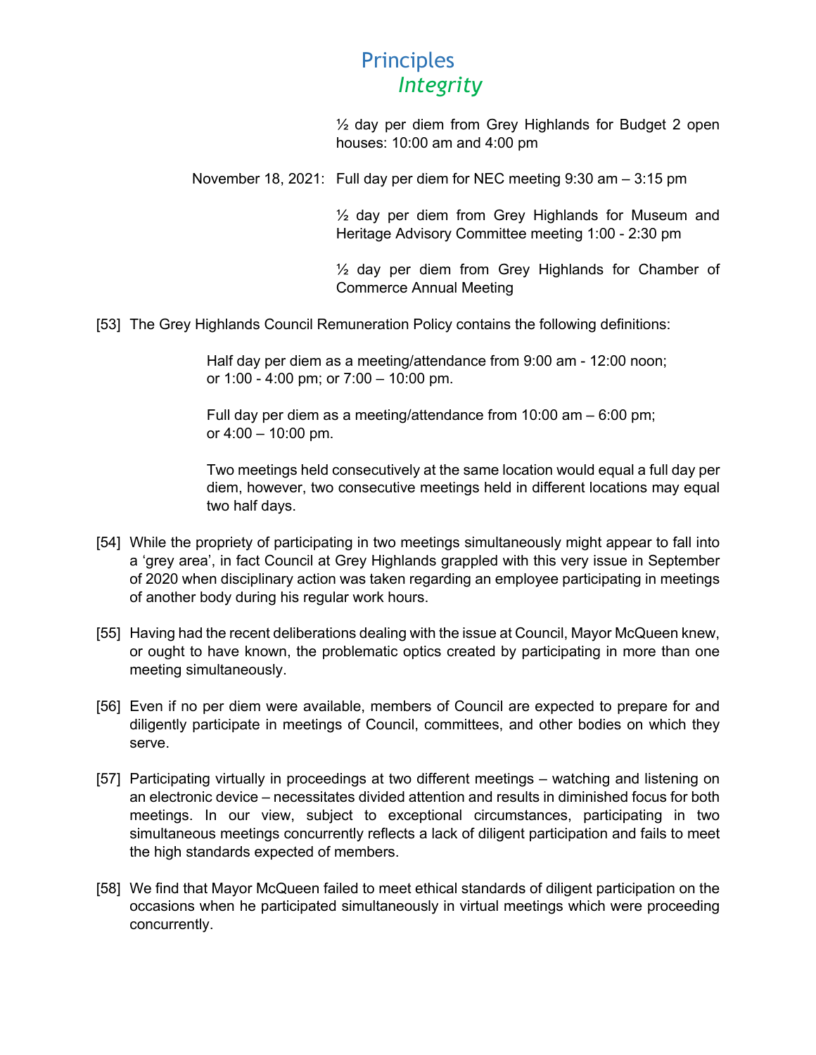½ day per diem from Grey Highlands for Budget 2 open houses: 10:00 am and 4:00 pm

November 18, 2021: Full day per diem for NEC meeting 9:30 am – 3:15 pm

½ day per diem from Grey Highlands for Museum and Heritage Advisory Committee meeting 1:00 - 2:30 pm

½ day per diem from Grey Highlands for Chamber of Commerce Annual Meeting

[53] The Grey Highlands Council Remuneration Policy contains the following definitions:

> Half day per diem as a meeting/attendance from 9:00 am - 12:00 noon; or 1:00 - 4:00 pm; or 7:00 – 10:00 pm.
>
> Full day per diem as a meeting/attendance from 10:00 am – 6:00 pm; or 4:00 – 10:00 pm.
>
> Two meetings held consecutively at the same location would equal a full day per diem, however, two consecutive meetings held in different locations may equal two half days.

[54] While the propriety of participating in two meetings simultaneously might appear to fall into a 'grey area', in fact Council at Grey Highlands grappled with this very issue in September of 2020 when disciplinary action was taken regarding an employee participating in meetings of another body during his regular work hours.

[55] Having had the recent deliberations dealing with the issue at Council, Mayor McQueen knew, or ought to have known, the problematic optics created by participating in more than one meeting simultaneously.

[56] Even if no per diem were available, members of Council are expected to prepare for and diligently participate in meetings of Council, committees, and other bodies on which they serve.

[57] Participating virtually in proceedings at two different meetings – watching and listening on an electronic device – necessitates divided attention and results in diminished focus for both meetings. In our view, subject to exceptional circumstances, participating in two simultaneous meetings concurrently reflects a lack of diligent participation and fails to meet the high standards expected of members.

[58] We find that Mayor McQueen failed to meet ethical standards of diligent participation on the occasions when he participated simultaneously in virtual meetings which were proceeding concurrently.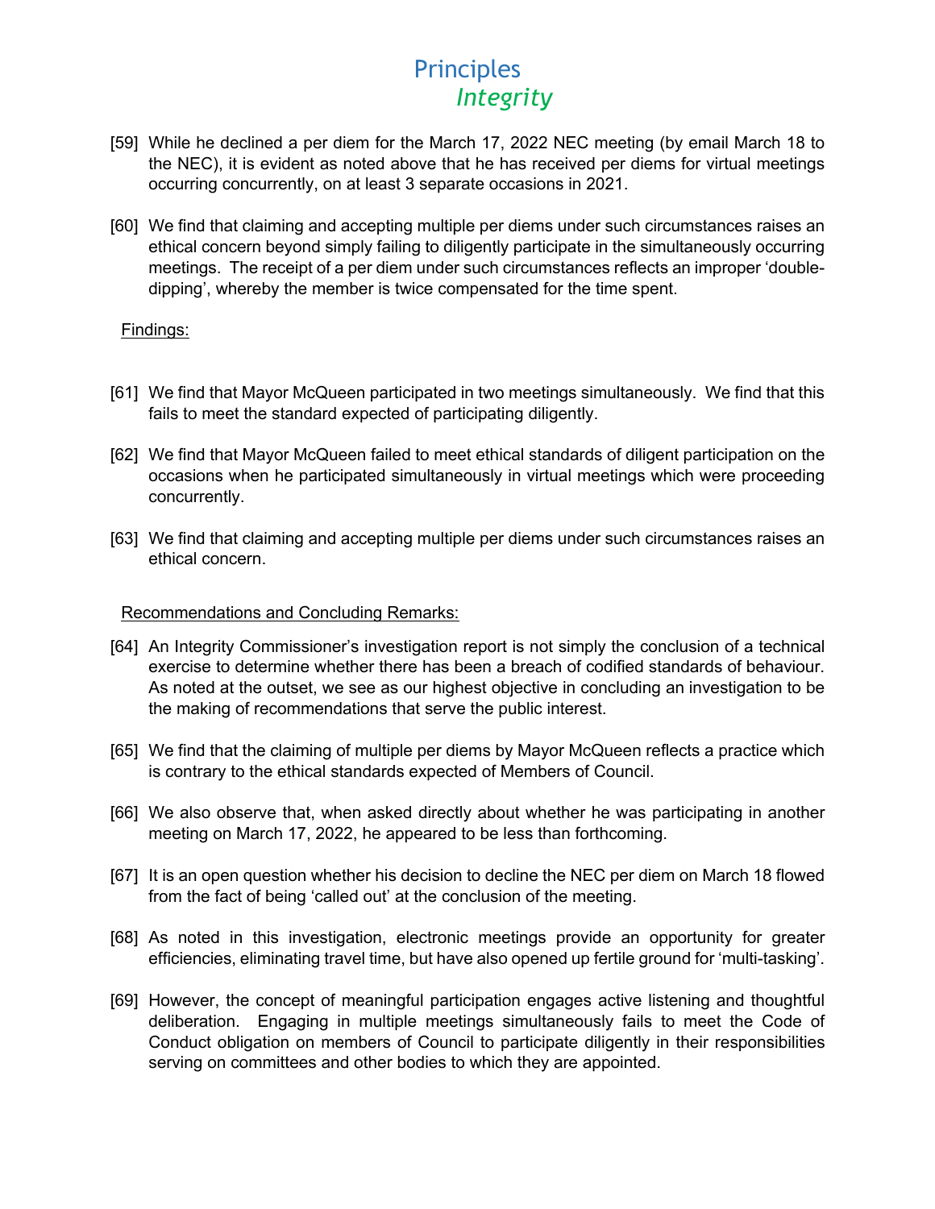[59] While he declined a per diem for the March 17, 2022 NEC meeting (by email March 18 to the NEC), it is evident as noted above that he has received per diems for virtual meetings occurring concurrently, on at least 3 separate occasions in 2021.

[60] We find that claiming and accepting multiple per diems under such circumstances raises an ethical concern beyond simply failing to diligently participate in the simultaneously occurring meetings. The receipt of a per diem under such circumstances reflects an improper 'double-dipping', whereby the member is twice compensated for the time spent.

Findings:

[61] We find that Mayor McQueen participated in two meetings simultaneously. We find that this fails to meet the standard expected of participating diligently.

[62] We find that Mayor McQueen failed to meet ethical standards of diligent participation on the occasions when he participated simultaneously in virtual meetings which were proceeding concurrently.

[63] We find that claiming and accepting multiple per diems under such circumstances raises an ethical concern.

Recommendations and Concluding Remarks:

[64] An Integrity Commissioner's investigation report is not simply the conclusion of a technical exercise to determine whether there has been a breach of codified standards of behaviour. As noted at the outset, we see as our highest objective in concluding an investigation to be the making of recommendations that serve the public interest.

[65] We find that the claiming of multiple per diems by Mayor McQueen reflects a practice which is contrary to the ethical standards expected of Members of Council.

[66] We also observe that, when asked directly about whether he was participating in another meeting on March 17, 2022, he appeared to be less than forthcoming.

[67] It is an open question whether his decision to decline the NEC per diem on March 18 flowed from the fact of being 'called out' at the conclusion of the meeting.

[68] As noted in this investigation, electronic meetings provide an opportunity for greater efficiencies, eliminating travel time, but have also opened up fertile ground for 'multi-tasking'.

[69] However, the concept of meaningful participation engages active listening and thoughtful deliberation. Engaging in multiple meetings simultaneously fails to meet the Code of Conduct obligation on members of Council to participate diligently in their responsibilities serving on committees and other bodies to which they are appointed.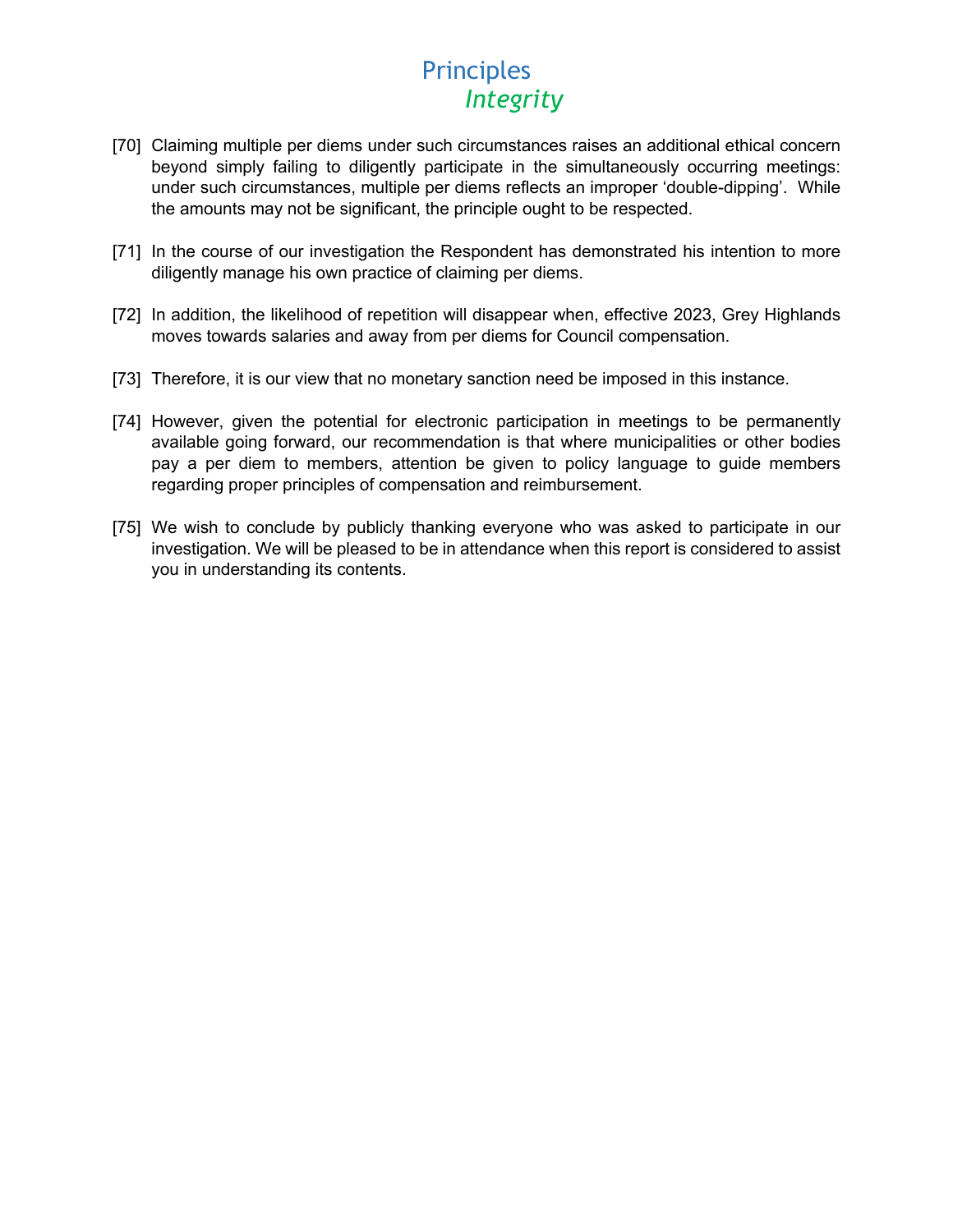[70] Claiming multiple per diems under such circumstances raises an additional ethical concern beyond simply failing to diligently participate in the simultaneously occurring meetings: under such circumstances, multiple per diems reflects an improper 'double-dipping'. While the amounts may not be significant, the principle ought to be respected.

[71] In the course of our investigation the Respondent has demonstrated his intention to more diligently manage his own practice of claiming per diems.

[72] In addition, the likelihood of repetition will disappear when, effective 2023, Grey Highlands moves towards salaries and away from per diems for Council compensation.

[73] Therefore, it is our view that no monetary sanction need be imposed in this instance.

[74] However, given the potential for electronic participation in meetings to be permanently available going forward, our recommendation is that where municipalities or other bodies pay a per diem to members, attention be given to policy language to guide members regarding proper principles of compensation and reimbursement.

[75] We wish to conclude by publicly thanking everyone who was asked to participate in our investigation. We will be pleased to be in attendance when this report is considered to assist you in understanding its contents.